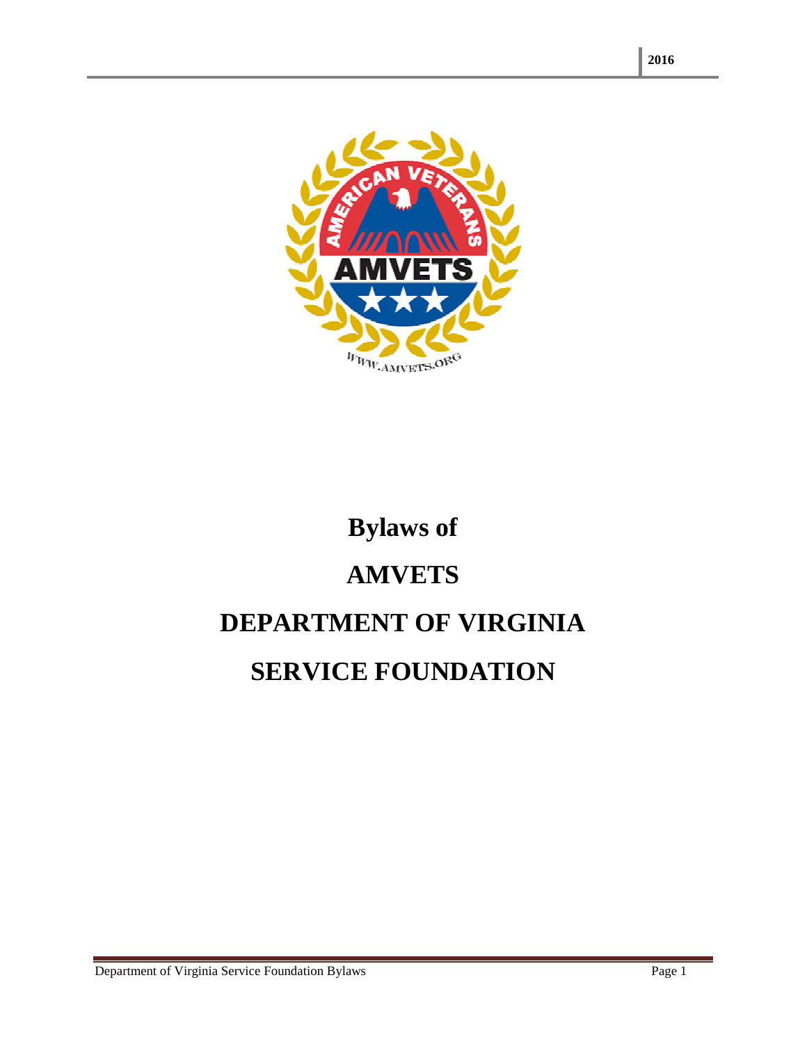# Bylaws of

# AMVETS

# DEPARTMENT OF VIRGINIA

# SERVICE FOUNDATION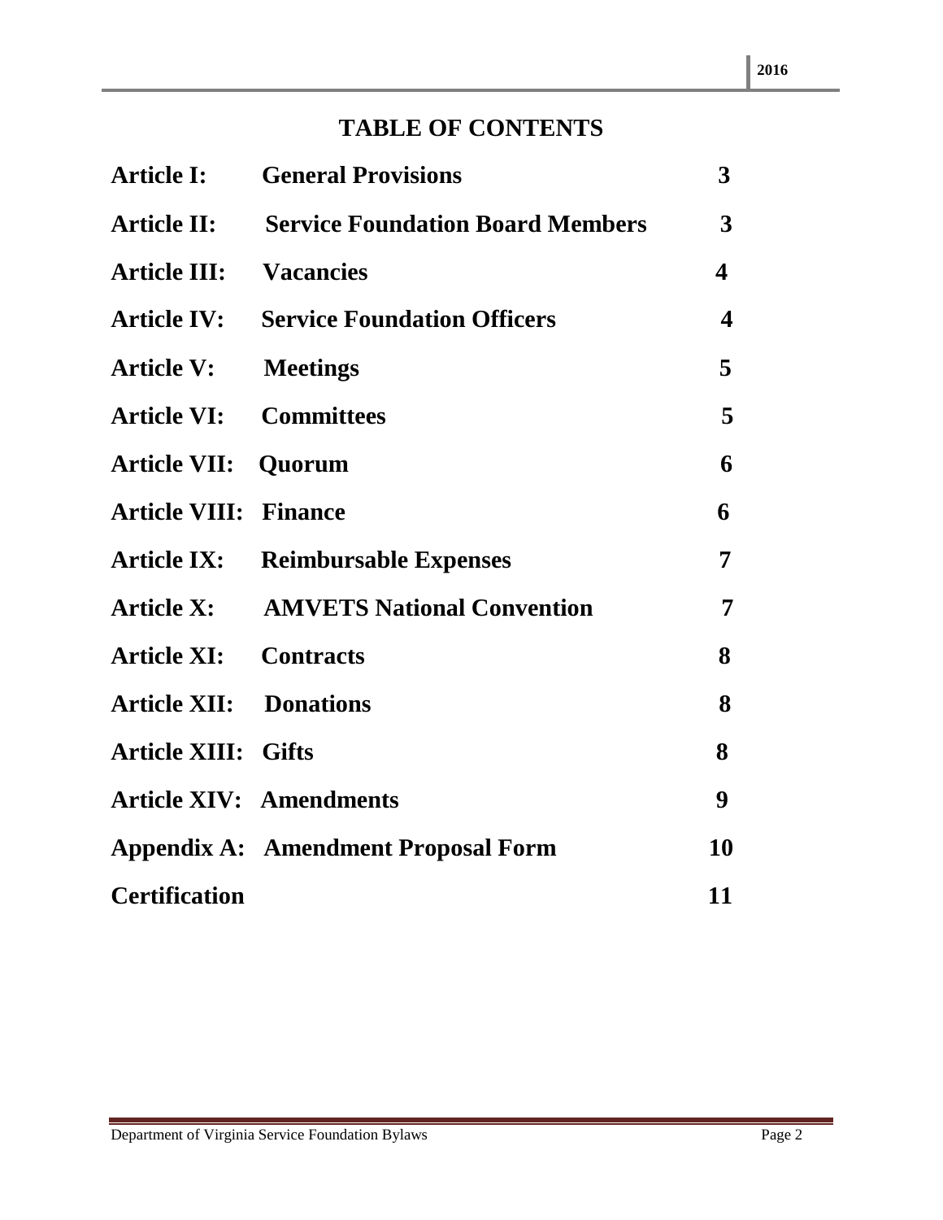# TABLE OF CONTENTS

| | | |
|---|---|---|
| **Article I:** | **General Provisions** | **3** |
| **Article II:** | **Service Foundation Board Members** | **3** |
| **Article III:** | **Vacancies** | **4** |
| **Article IV:** | **Service Foundation Officers** | **4** |
| **Article V:** | **Meetings** | **5** |
| **Article VI:** | **Committees** | **5** |
| **Article VII:** | **Quorum** | **6** |
| **Article VIII:** | **Finance** | **6** |
| **Article IX:** | **Reimbursable Expenses** | **7** |
| **Article X:** | **AMVETS National Convention** | **7** |
| **Article XI:** | **Contracts** | **8** |
| **Article XII:** | **Donations** | **8** |
| **Article XIII:** | **Gifts** | **8** |
| **Article XIV:** | **Amendments** | **9** |
| **Appendix A:** | **Amendment Proposal Form** | **10** |
| **Certification** | | **11** |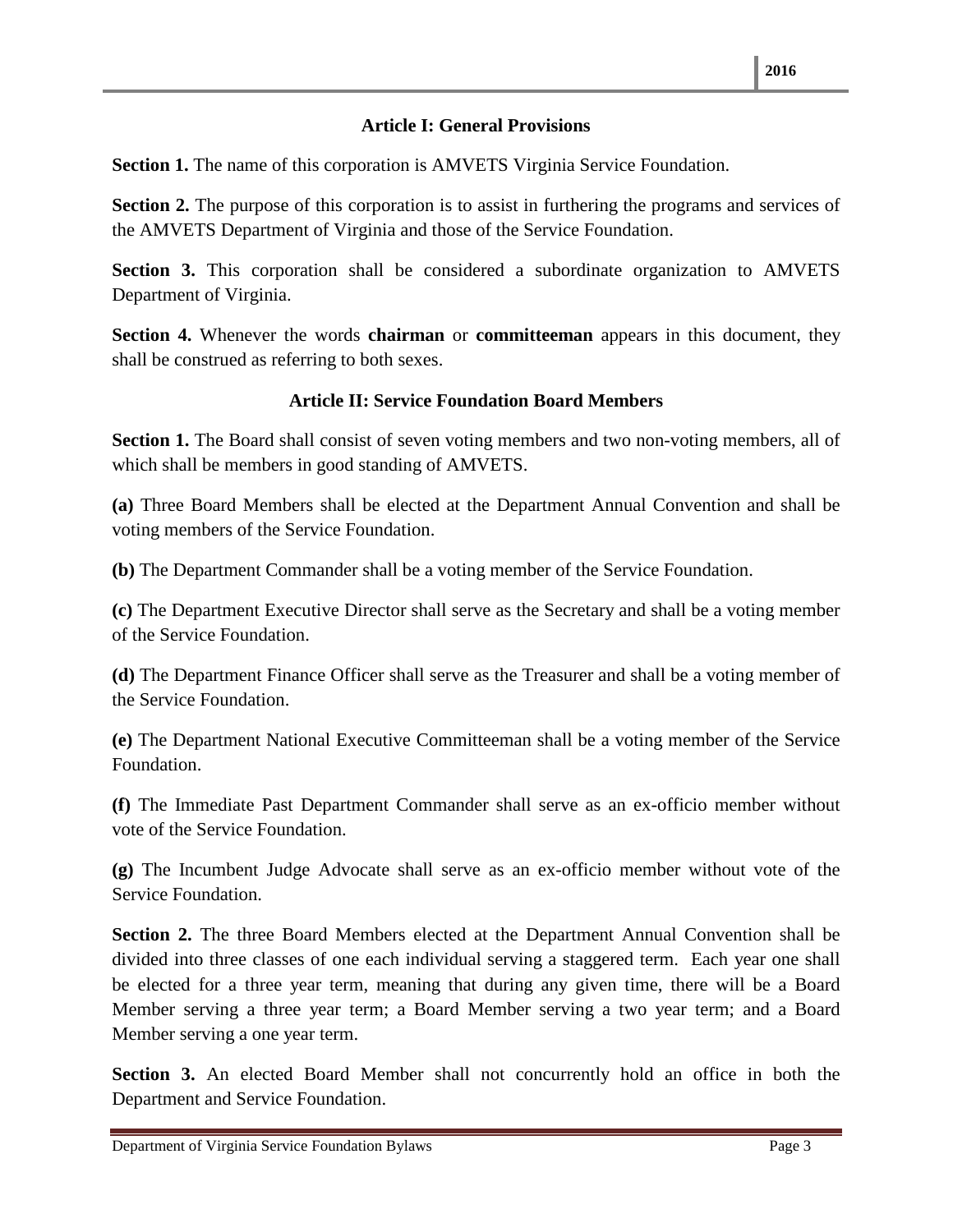## Article I: General Provisions

**Section 1.** The name of this corporation is AMVETS Virginia Service Foundation.

**Section 2.** The purpose of this corporation is to assist in furthering the programs and services of the AMVETS Department of Virginia and those of the Service Foundation.

**Section 3.** This corporation shall be considered a subordinate organization to AMVETS Department of Virginia.

**Section 4.** Whenever the words **chairman** or **committeeman** appears in this document, they shall be construed as referring to both sexes.

## Article II: Service Foundation Board Members

**Section 1.** The Board shall consist of seven voting members and two non-voting members, all of which shall be members in good standing of AMVETS.

**(a)** Three Board Members shall be elected at the Department Annual Convention and shall be voting members of the Service Foundation.

**(b)** The Department Commander shall be a voting member of the Service Foundation.

**(c)** The Department Executive Director shall serve as the Secretary and shall be a voting member of the Service Foundation.

**(d)** The Department Finance Officer shall serve as the Treasurer and shall be a voting member of the Service Foundation.

**(e)** The Department National Executive Committeeman shall be a voting member of the Service Foundation.

**(f)** The Immediate Past Department Commander shall serve as an ex-officio member without vote of the Service Foundation.

**(g)** The Incumbent Judge Advocate shall serve as an ex-officio member without vote of the Service Foundation.

**Section 2.** The three Board Members elected at the Department Annual Convention shall be divided into three classes of one each individual serving a staggered term. Each year one shall be elected for a three year term, meaning that during any given time, there will be a Board Member serving a three year term; a Board Member serving a two year term; and a Board Member serving a one year term.

**Section 3.** An elected Board Member shall not concurrently hold an office in both the Department and Service Foundation.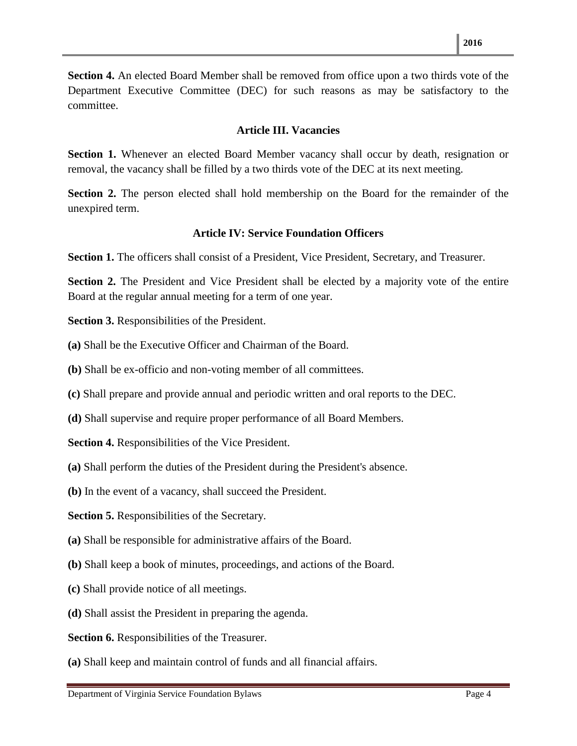**Section 4.** An elected Board Member shall be removed from office upon a two thirds vote of the Department Executive Committee (DEC) for such reasons as may be satisfactory to the committee.

### Article III. Vacancies

**Section 1.** Whenever an elected Board Member vacancy shall occur by death, resignation or removal, the vacancy shall be filled by a two thirds vote of the DEC at its next meeting.

**Section 2.** The person elected shall hold membership on the Board for the remainder of the unexpired term.

### Article IV: Service Foundation Officers

**Section 1.** The officers shall consist of a President, Vice President, Secretary, and Treasurer.

**Section 2.** The President and Vice President shall be elected by a majority vote of the entire Board at the regular annual meeting for a term of one year.

**Section 3.** Responsibilities of the President.

**(a)** Shall be the Executive Officer and Chairman of the Board.

**(b)** Shall be ex-officio and non-voting member of all committees.

**(c)** Shall prepare and provide annual and periodic written and oral reports to the DEC.

**(d)** Shall supervise and require proper performance of all Board Members.

**Section 4.** Responsibilities of the Vice President.

**(a)** Shall perform the duties of the President during the President's absence.

**(b)** In the event of a vacancy, shall succeed the President.

**Section 5.** Responsibilities of the Secretary.

**(a)** Shall be responsible for administrative affairs of the Board.

**(b)** Shall keep a book of minutes, proceedings, and actions of the Board.

**(c)** Shall provide notice of all meetings.

**(d)** Shall assist the President in preparing the agenda.

**Section 6.** Responsibilities of the Treasurer.

**(a)** Shall keep and maintain control of funds and all financial affairs.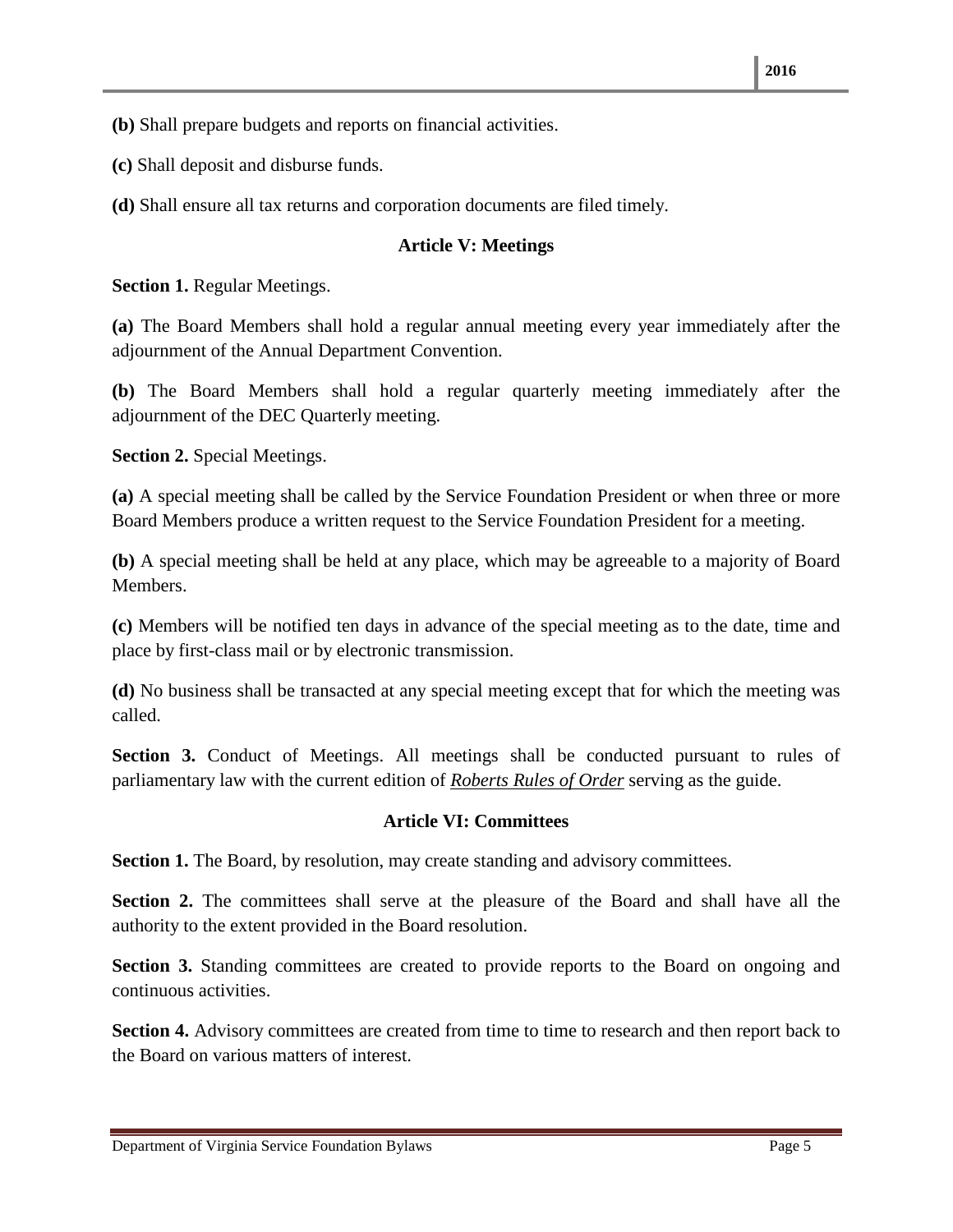**(b)** Shall prepare budgets and reports on financial activities.

**(c)** Shall deposit and disburse funds.

**(d)** Shall ensure all tax returns and corporation documents are filed timely.

## Article V: Meetings

**Section 1.** Regular Meetings.

**(a)** The Board Members shall hold a regular annual meeting every year immediately after the adjournment of the Annual Department Convention.

**(b)** The Board Members shall hold a regular quarterly meeting immediately after the adjournment of the DEC Quarterly meeting.

**Section 2.** Special Meetings.

**(a)** A special meeting shall be called by the Service Foundation President or when three or more Board Members produce a written request to the Service Foundation President for a meeting.

**(b)** A special meeting shall be held at any place, which may be agreeable to a majority of Board Members.

**(c)** Members will be notified ten days in advance of the special meeting as to the date, time and place by first-class mail or by electronic transmission.

**(d)** No business shall be transacted at any special meeting except that for which the meeting was called.

**Section 3.** Conduct of Meetings. All meetings shall be conducted pursuant to rules of parliamentary law with the current edition of <u>*Roberts Rules of Order*</u> serving as the guide.

## Article VI: Committees

**Section 1.** The Board, by resolution, may create standing and advisory committees.

**Section 2.** The committees shall serve at the pleasure of the Board and shall have all the authority to the extent provided in the Board resolution.

**Section 3.** Standing committees are created to provide reports to the Board on ongoing and continuous activities.

**Section 4.** Advisory committees are created from time to time to research and then report back to the Board on various matters of interest.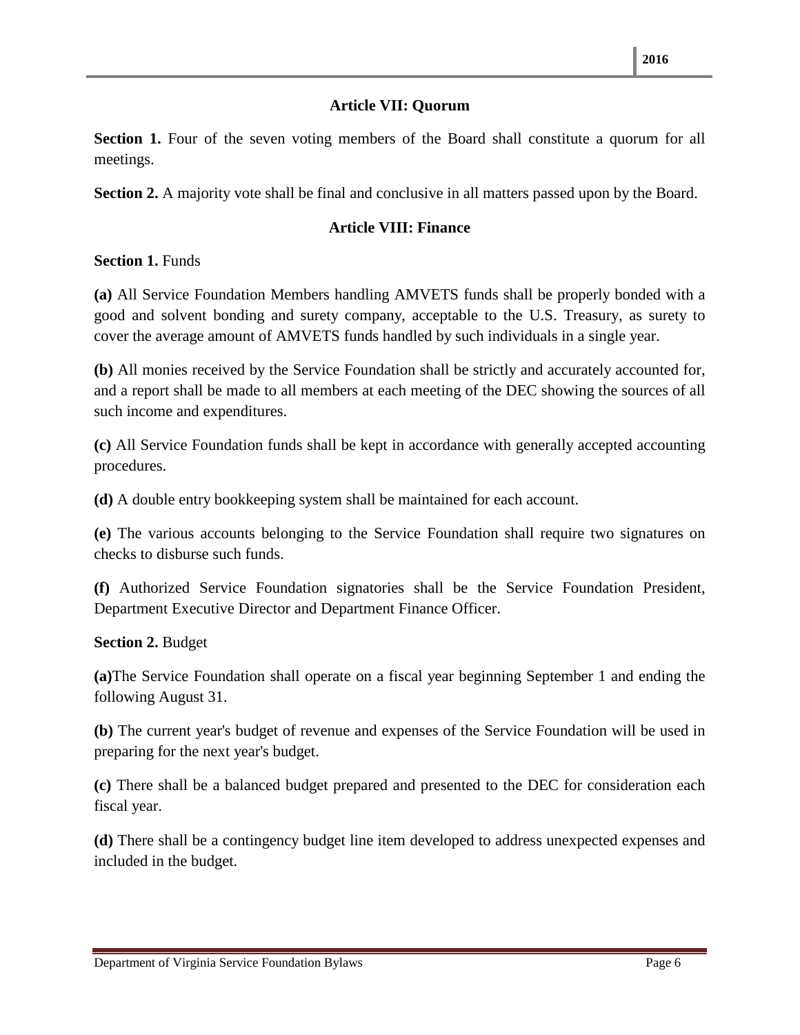## Article VII: Quorum

**Section 1.** Four of the seven voting members of the Board shall constitute a quorum for all meetings.

**Section 2.** A majority vote shall be final and conclusive in all matters passed upon by the Board.

## Article VIII: Finance

**Section 1.** Funds

**(a)** All Service Foundation Members handling AMVETS funds shall be properly bonded with a good and solvent bonding and surety company, acceptable to the U.S. Treasury, as surety to cover the average amount of AMVETS funds handled by such individuals in a single year.

**(b)** All monies received by the Service Foundation shall be strictly and accurately accounted for, and a report shall be made to all members at each meeting of the DEC showing the sources of all such income and expenditures.

**(c)** All Service Foundation funds shall be kept in accordance with generally accepted accounting procedures.

**(d)** A double entry bookkeeping system shall be maintained for each account.

**(e)** The various accounts belonging to the Service Foundation shall require two signatures on checks to disburse such funds.

**(f)** Authorized Service Foundation signatories shall be the Service Foundation President, Department Executive Director and Department Finance Officer.

**Section 2.** Budget

**(a)**The Service Foundation shall operate on a fiscal year beginning September 1 and ending the following August 31.

**(b)** The current year's budget of revenue and expenses of the Service Foundation will be used in preparing for the next year's budget.

**(c)** There shall be a balanced budget prepared and presented to the DEC for consideration each fiscal year.

**(d)** There shall be a contingency budget line item developed to address unexpected expenses and included in the budget.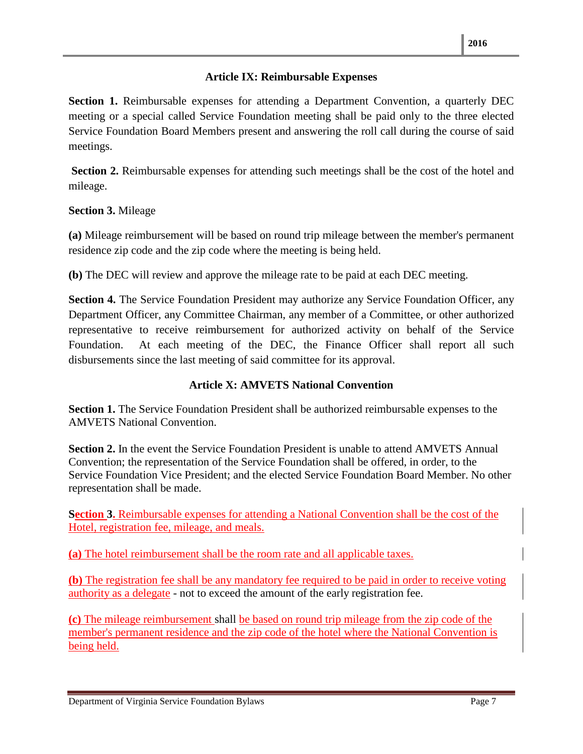## Article IX: Reimbursable Expenses

**Section 1.** Reimbursable expenses for attending a Department Convention, a quarterly DEC meeting or a special called Service Foundation meeting shall be paid only to the three elected Service Foundation Board Members present and answering the roll call during the course of said meetings.

**Section 2.** Reimbursable expenses for attending such meetings shall be the cost of the hotel and mileage.

**Section 3.** Mileage

**(a)** Mileage reimbursement will be based on round trip mileage between the member's permanent residence zip code and the zip code where the meeting is being held.

**(b)** The DEC will review and approve the mileage rate to be paid at each DEC meeting.

**Section 4.** The Service Foundation President may authorize any Service Foundation Officer, any Department Officer, any Committee Chairman, any member of a Committee, or other authorized representative to receive reimbursement for authorized activity on behalf of the Service Foundation. At each meeting of the DEC, the Finance Officer shall report all such disbursements since the last meeting of said committee for its approval.

## Article X: AMVETS National Convention

**Section 1.** The Service Foundation President shall be authorized reimbursable expenses to the AMVETS National Convention.

**Section 2.** In the event the Service Foundation President is unable to attend AMVETS Annual Convention; the representation of the Service Foundation shall be offered, in order, to the Service Foundation Vice President; and the elected Service Foundation Board Member. No other representation shall be made.

**Section 3.** Reimbursable expenses for attending a National Convention shall be the cost of the Hotel, registration fee, mileage, and meals.

**(a)** The hotel reimbursement shall be the room rate and all applicable taxes.

**(b)** The registration fee shall be any mandatory fee required to be paid in order to receive voting authority as a delegate - not to exceed the amount of the early registration fee.

**(c)** The mileage reimbursement shall be based on round trip mileage from the zip code of the member's permanent residence and the zip code of the hotel where the National Convention is being held.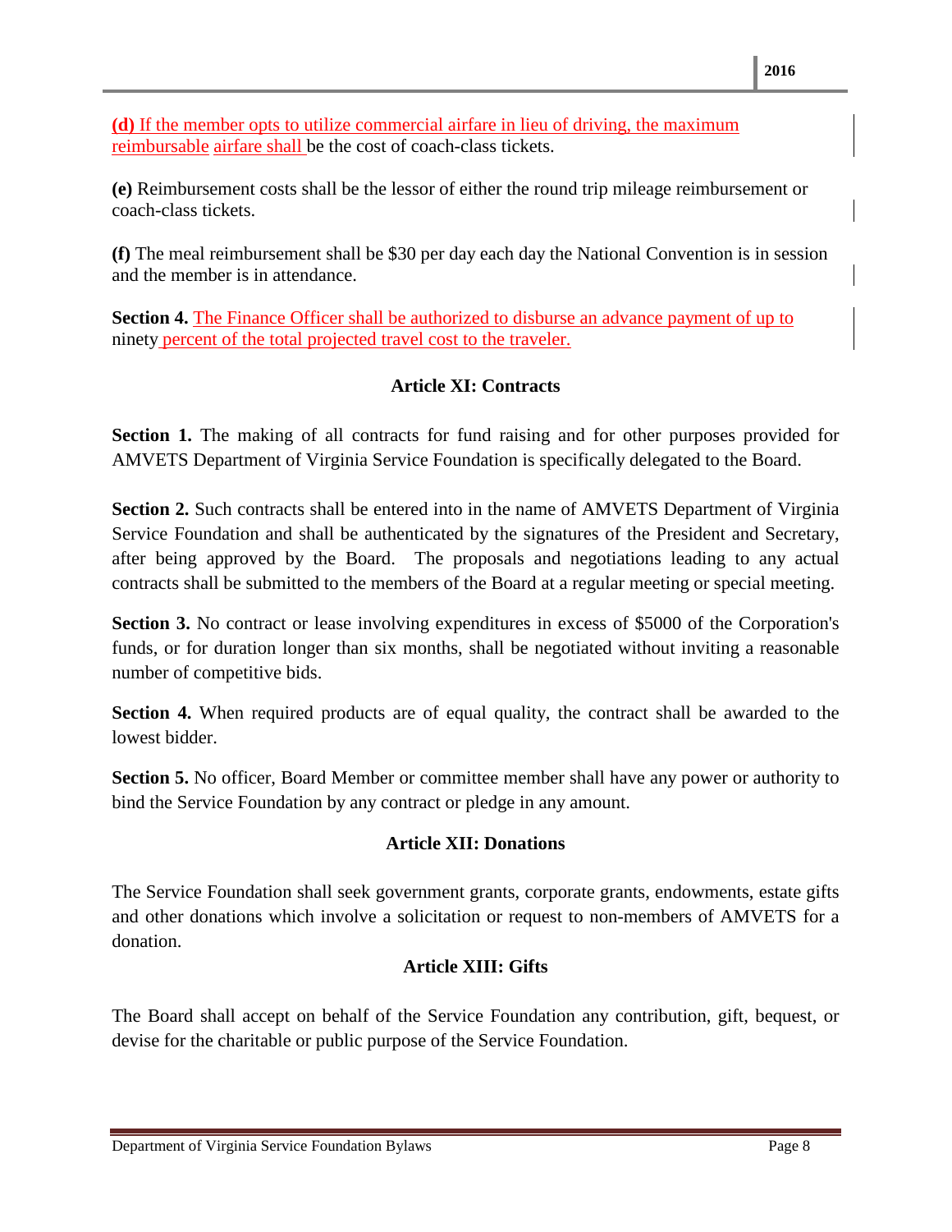**(d)** If the member opts to utilize commercial airfare in lieu of driving, the maximum reimbursable airfare shall be the cost of coach-class tickets.

**(e)** Reimbursement costs shall be the lessor of either the round trip mileage reimbursement or coach-class tickets.

**(f)** The meal reimbursement shall be $30 per day each day the National Convention is in session and the member is in attendance.

**Section 4.** The Finance Officer shall be authorized to disburse an advance payment of up to ninety percent of the total projected travel cost to the traveler.

## Article XI: Contracts

**Section 1.** The making of all contracts for fund raising and for other purposes provided for AMVETS Department of Virginia Service Foundation is specifically delegated to the Board.

**Section 2.** Such contracts shall be entered into in the name of AMVETS Department of Virginia Service Foundation and shall be authenticated by the signatures of the President and Secretary, after being approved by the Board. The proposals and negotiations leading to any actual contracts shall be submitted to the members of the Board at a regular meeting or special meeting.

**Section 3.** No contract or lease involving expenditures in excess of $5000 of the Corporation's funds, or for duration longer than six months, shall be negotiated without inviting a reasonable number of competitive bids.

**Section 4.** When required products are of equal quality, the contract shall be awarded to the lowest bidder.

**Section 5.** No officer, Board Member or committee member shall have any power or authority to bind the Service Foundation by any contract or pledge in any amount.

## Article XII: Donations

The Service Foundation shall seek government grants, corporate grants, endowments, estate gifts and other donations which involve a solicitation or request to non-members of AMVETS for a donation.

## Article XIII: Gifts

The Board shall accept on behalf of the Service Foundation any contribution, gift, bequest, or devise for the charitable or public purpose of the Service Foundation.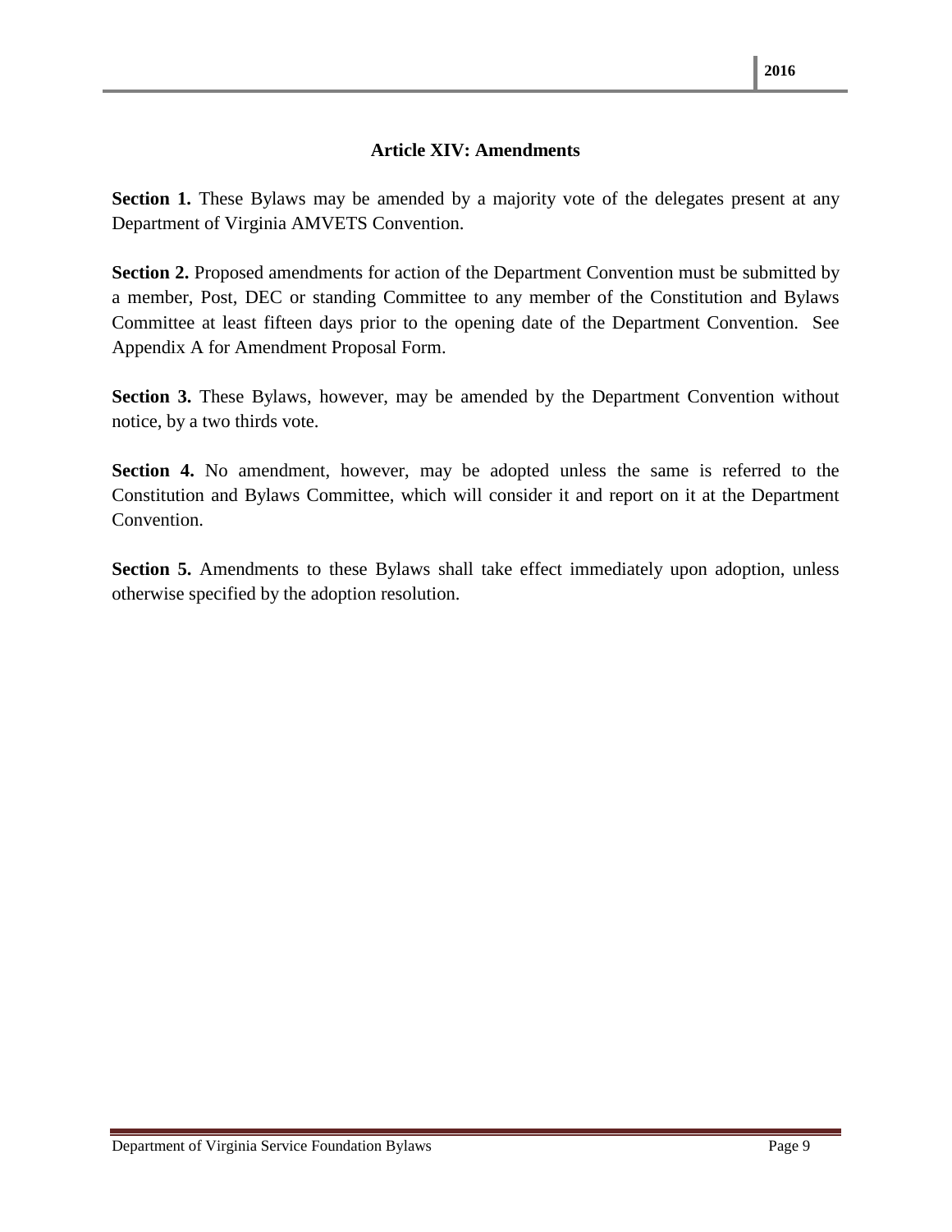## Article XIV: Amendments

**Section 1.** These Bylaws may be amended by a majority vote of the delegates present at any Department of Virginia AMVETS Convention.

**Section 2.** Proposed amendments for action of the Department Convention must be submitted by a member, Post, DEC or standing Committee to any member of the Constitution and Bylaws Committee at least fifteen days prior to the opening date of the Department Convention. See Appendix A for Amendment Proposal Form.

**Section 3.** These Bylaws, however, may be amended by the Department Convention without notice, by a two thirds vote.

**Section 4.** No amendment, however, may be adopted unless the same is referred to the Constitution and Bylaws Committee, which will consider it and report on it at the Department Convention.

**Section 5.** Amendments to these Bylaws shall take effect immediately upon adoption, unless otherwise specified by the adoption resolution.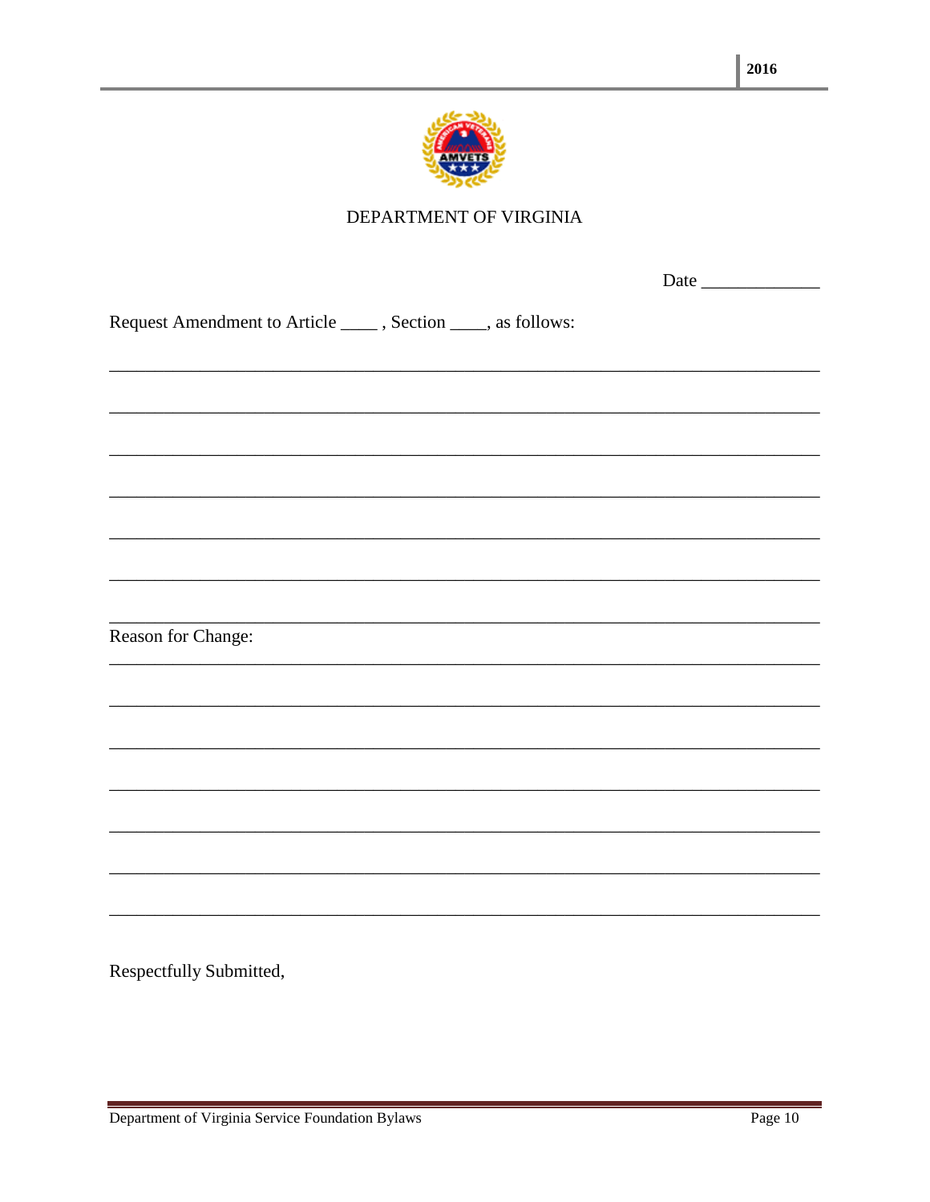DEPARTMENT OF VIRGINIA

Date _____________

Request Amendment to Article ____ , Section ____, as follows:

________________________________________________________________________________

________________________________________________________________________________

________________________________________________________________________________

________________________________________________________________________________

________________________________________________________________________________

________________________________________________________________________________

________________________________________________________________________________

Reason for Change:

________________________________________________________________________________

________________________________________________________________________________

________________________________________________________________________________

________________________________________________________________________________

________________________________________________________________________________

________________________________________________________________________________

________________________________________________________________________________

Respectfully Submitted,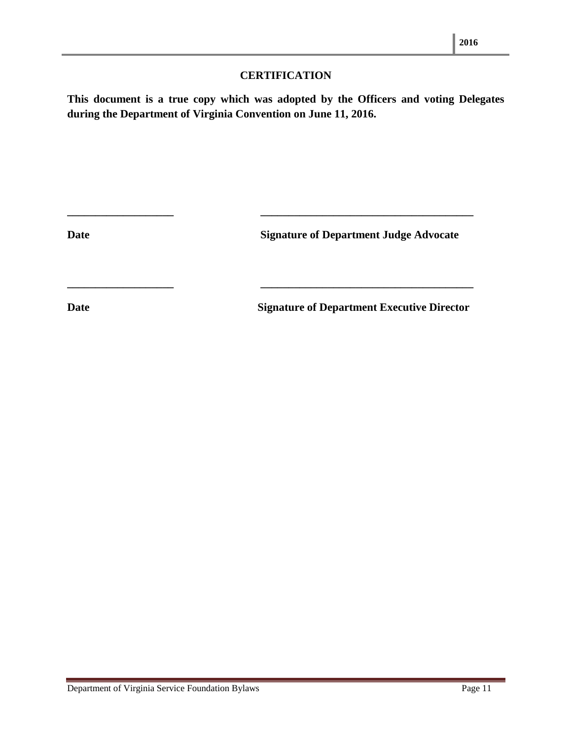## CERTIFICATION

**This document is a true copy which was adopted by the Officers and voting Delegates during the Department of Virginia Convention on June 11, 2016.**

**\_\_\_\_\_\_\_\_\_\_\_\_\_\_\_\_\_\_\_\_ \_\_\_\_\_\_\_\_\_\_\_\_\_\_\_\_\_\_\_\_\_\_\_\_\_\_\_\_\_\_\_\_\_\_\_\_\_\_\_\_**

**Date Signature of Department Judge Advocate**

**\_\_\_\_\_\_\_\_\_\_\_\_\_\_\_\_\_\_\_\_ \_\_\_\_\_\_\_\_\_\_\_\_\_\_\_\_\_\_\_\_\_\_\_\_\_\_\_\_\_\_\_\_\_\_\_\_\_\_\_\_**

**Date Signature of Department Executive Director**